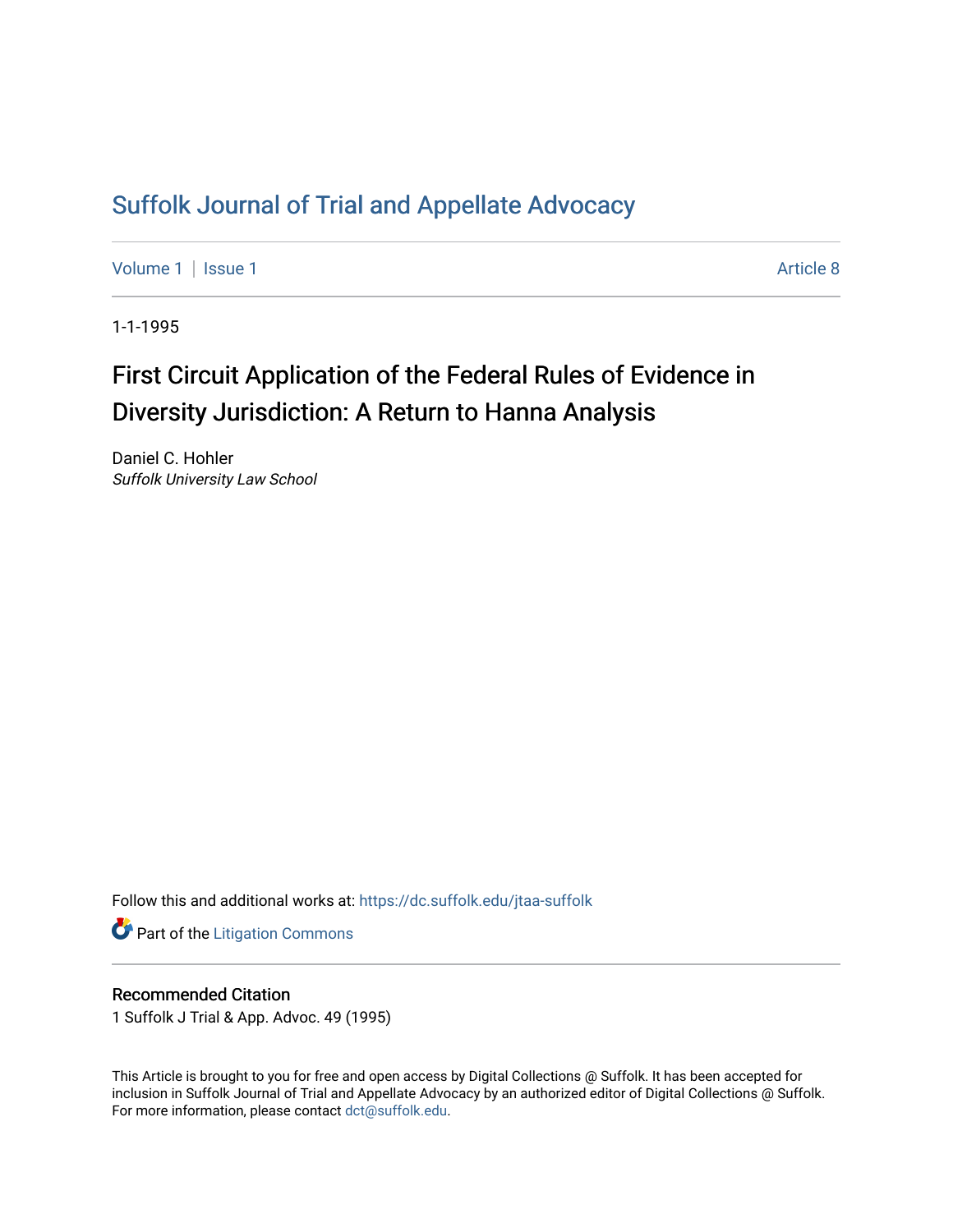# Suffolk Journal of Trial and Appellate Advocacy

Volume 1 | Issue 1 Article 8

1-1-1995

## First Circuit Application of the Federal Rules of Evidence in Diversity Jurisdiction: A Return to Hanna Analysis

Daniel C. Hohler
*Suffolk University Law School*

Follow this and additional works at: https://dc.suffolk.edu/jtaa-suffolk

Part of the Litigation Commons

### Recommended Citation

1 Suffolk J Trial & App. Advoc. 49 (1995)

This Article is brought to you for free and open access by Digital Collections @ Suffolk. It has been accepted for inclusion in Suffolk Journal of Trial and Appellate Advocacy by an authorized editor of Digital Collections @ Suffolk. For more information, please contact dct@suffolk.edu.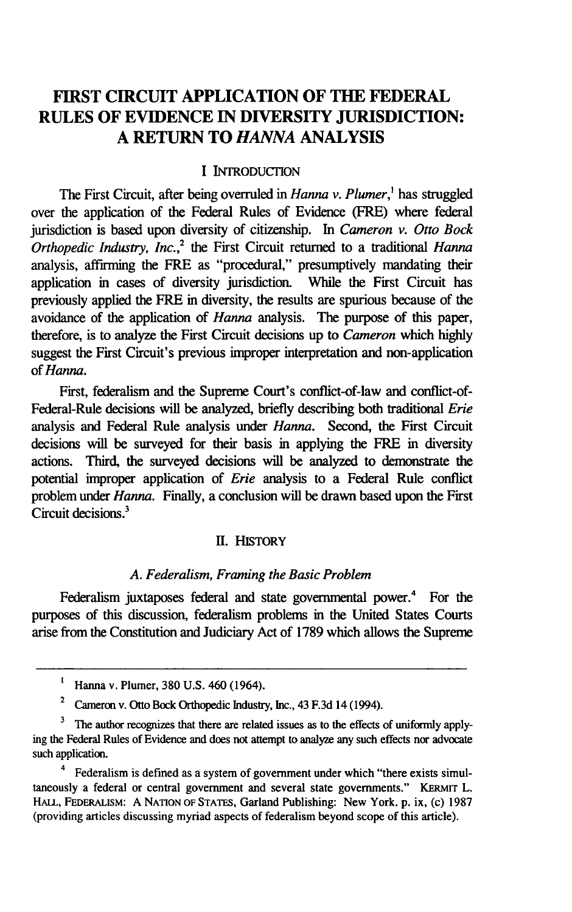# FIRST CIRCUIT APPLICATION OF THE FEDERAL RULES OF EVIDENCE IN DIVERSITY JURISDICTION: A RETURN TO *HANNA* ANALYSIS

## I INTRODUCTION

The First Circuit, after being overruled in *Hanna v. Plumer*,[1] has struggled over the application of the Federal Rules of Evidence (FRE) where federal jurisdiction is based upon diversity of citizenship. In *Cameron v. Otto Bock Orthopedic Industry, Inc.*,[2] the First Circuit returned to a traditional *Hanna* analysis, affirming the FRE as "procedural," presumptively mandating their application in cases of diversity jurisdiction. While the First Circuit has previously applied the FRE in diversity, the results are spurious because of the avoidance of the application of *Hanna* analysis. The purpose of this paper, therefore, is to analyze the First Circuit decisions up to *Cameron* which highly suggest the First Circuit's previous improper interpretation and non-application of *Hanna*.

First, federalism and the Supreme Court's conflict-of-law and conflict-of-Federal-Rule decisions will be analyzed, briefly describing both traditional *Erie* analysis and Federal Rule analysis under *Hanna*. Second, the First Circuit decisions will be surveyed for their basis in applying the FRE in diversity actions. Third, the surveyed decisions will be analyzed to demonstrate the potential improper application of *Erie* analysis to a Federal Rule conflict problem under *Hanna*. Finally, a conclusion will be drawn based upon the First Circuit decisions.[3]

## II. HISTORY

### *A. Federalism, Framing the Basic Problem*

Federalism juxtaposes federal and state governmental power.[4] For the purposes of this discussion, federalism problems in the United States Courts arise from the Constitution and Judiciary Act of 1789 which allows the Supreme

---

[1] Hanna v. Plumer, 380 U.S. 460 (1964).

[2] Cameron v. Otto Bock Orthopedic Industry, Inc., 43 F.3d 14 (1994).

[3] The author recognizes that there are related issues as to the effects of uniformly applying the Federal Rules of Evidence and does not attempt to analyze any such effects nor advocate such application.

[4] Federalism is defined as a system of government under which "there exists simultaneously a federal or central government and several state governments." KERMIT L. HALL, FEDERALISM: A NATION OF STATES, Garland Publishing: New York. p. ix, (c) 1987 (providing articles discussing myriad aspects of federalism beyond scope of this article).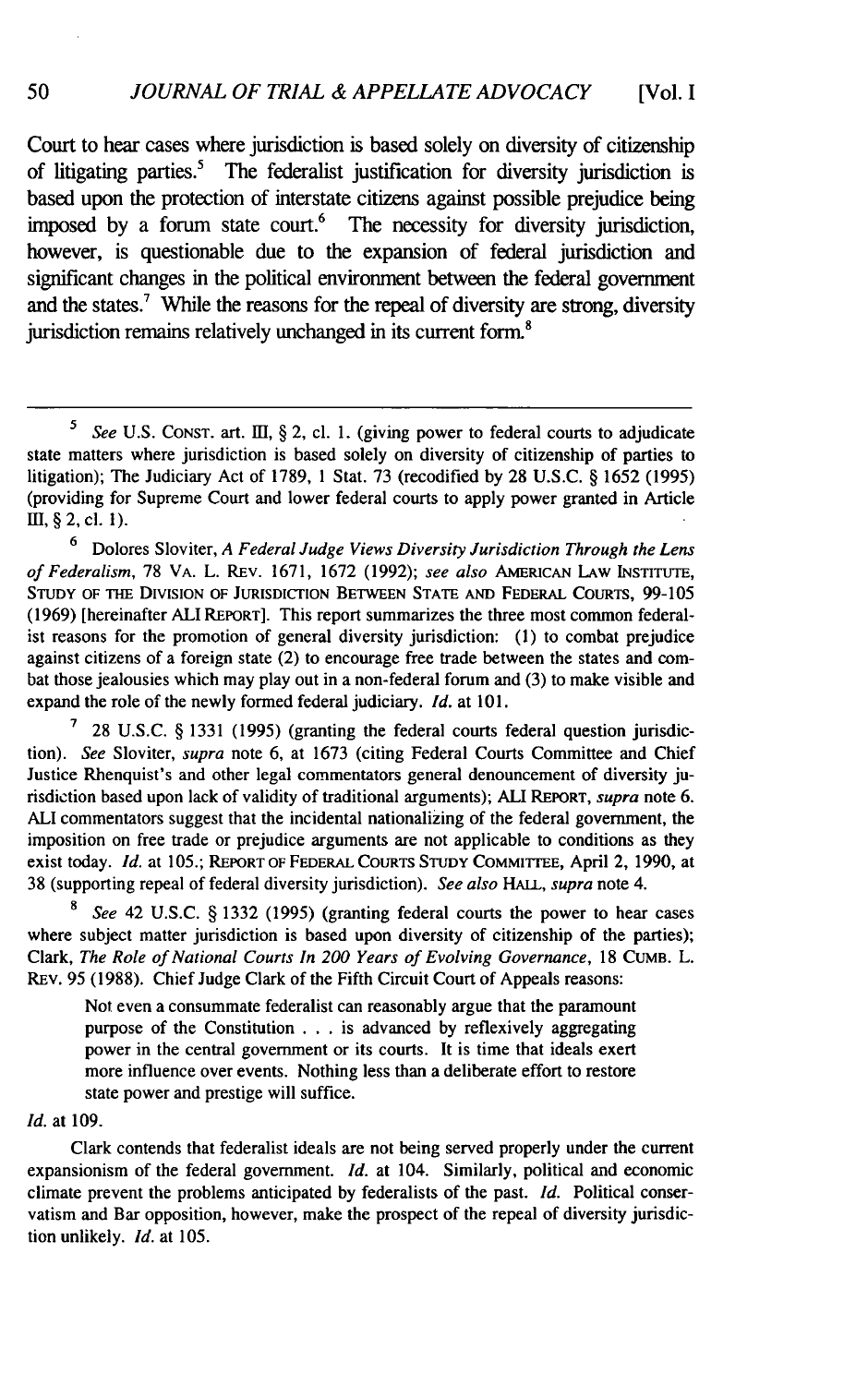Court to hear cases where jurisdiction is based solely on diversity of citizenship of litigating parties.[5] The federalist justification for diversity jurisdiction is based upon the protection of interstate citizens against possible prejudice being imposed by a forum state court.[6] The necessity for diversity jurisdiction, however, is questionable due to the expansion of federal jurisdiction and significant changes in the political environment between the federal government and the states.[7] While the reasons for the repeal of diversity are strong, diversity jurisdiction remains relatively unchanged in its current form.[8]

---

[5] *See* U.S. CONST. art. III, § 2, cl. 1. (giving power to federal courts to adjudicate state matters where jurisdiction is based solely on diversity of citizenship of parties to litigation); The Judiciary Act of 1789, 1 Stat. 73 (recodified by 28 U.S.C. § 1652 (1995) (providing for Supreme Court and lower federal courts to apply power granted in Article III, § 2, cl. 1).

[6] Dolores Sloviter, *A Federal Judge Views Diversity Jurisdiction Through the Lens of Federalism*, 78 VA. L. REV. 1671, 1672 (1992); *see also* AMERICAN LAW INSTITUTE, STUDY OF THE DIVISION OF JURISDICTION BETWEEN STATE AND FEDERAL COURTS, 99-105 (1969) [hereinafter ALI REPORT]. This report summarizes the three most common federalist reasons for the promotion of general diversity jurisdiction: (1) to combat prejudice against citizens of a foreign state (2) to encourage free trade between the states and combat those jealousies which may play out in a non-federal forum and (3) to make visible and expand the role of the newly formed federal judiciary. *Id.* at 101.

[7] 28 U.S.C. § 1331 (1995) (granting the federal courts federal question jurisdiction). *See* Sloviter, *supra* note 6, at 1673 (citing Federal Courts Committee and Chief Justice Rhenquist's and other legal commentators general denouncement of diversity jurisdiction based upon lack of validity of traditional arguments); ALI REPORT, *supra* note 6. ALI commentators suggest that the incidental nationalizing of the federal government, the imposition on free trade or prejudice arguments are not applicable to conditions as they exist today. *Id.* at 105.; REPORT OF FEDERAL COURTS STUDY COMMITTEE, April 2, 1990, at 38 (supporting repeal of federal diversity jurisdiction). *See also* HALL, *supra* note 4.

[8] *See* 42 U.S.C. § 1332 (1995) (granting federal courts the power to hear cases where subject matter jurisdiction is based upon diversity of citizenship of the parties); Clark, *The Role of National Courts In 200 Years of Evolving Governance*, 18 CUMB. L. REV. 95 (1988). Chief Judge Clark of the Fifth Circuit Court of Appeals reasons:

> Not even a consummate federalist can reasonably argue that the paramount purpose of the Constitution . . . is advanced by reflexively aggregating power in the central government or its courts. It is time that ideals exert more influence over events. Nothing less than a deliberate effort to restore state power and prestige will suffice.

*Id.* at 109.

Clark contends that federalist ideals are not being served properly under the current expansionism of the federal government. *Id.* at 104. Similarly, political and economic climate prevent the problems anticipated by federalists of the past. *Id.* Political conservatism and Bar opposition, however, make the prospect of the repeal of diversity jurisdiction unlikely. *Id.* at 105.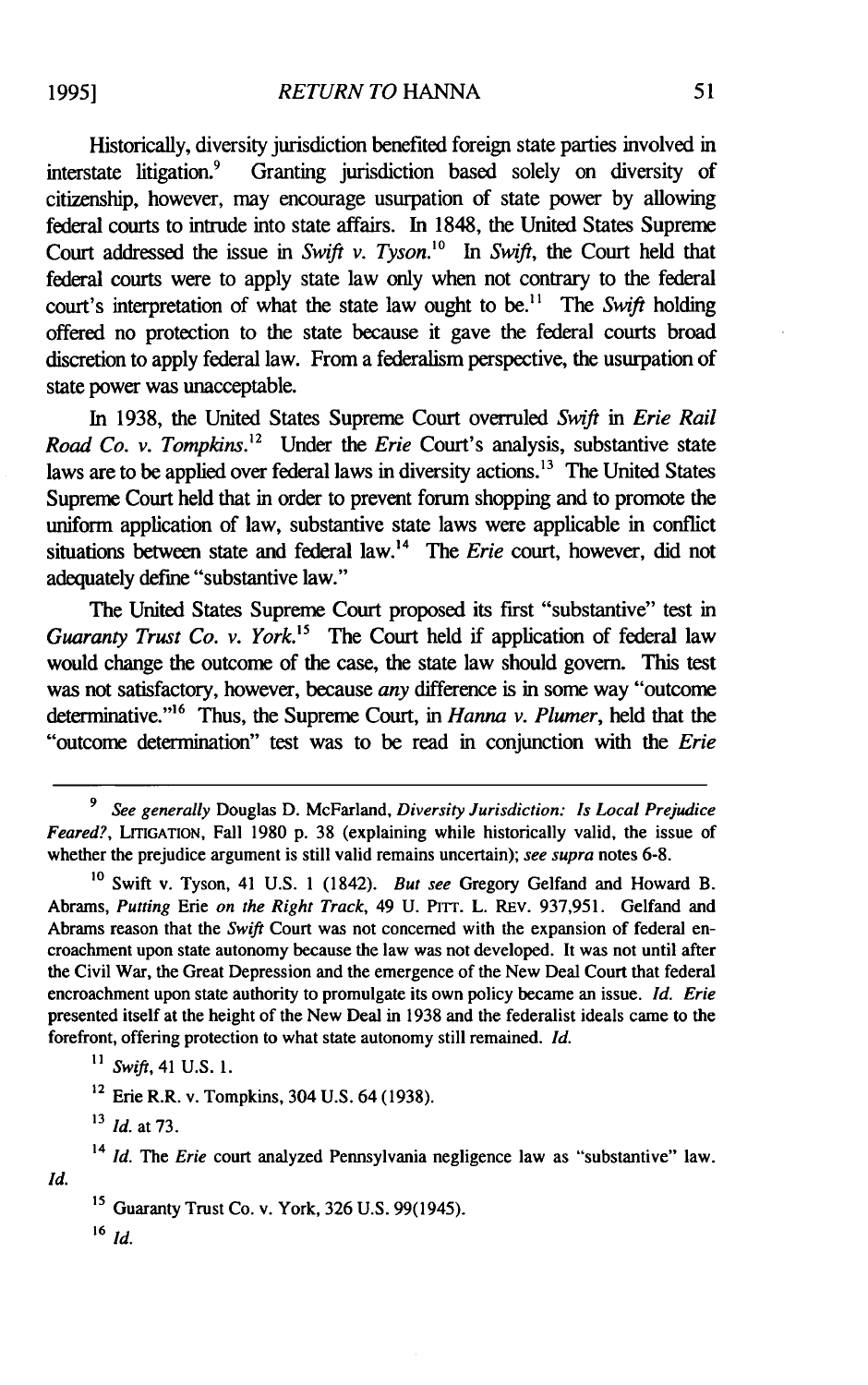Historically, diversity jurisdiction benefited foreign state parties involved in interstate litigation.[9] Granting jurisdiction based solely on diversity of citizenship, however, may encourage usurpation of state power by allowing federal courts to intrude into state affairs. In 1848, the United States Supreme Court addressed the issue in *Swift v. Tyson.*[10] In *Swift*, the Court held that federal courts were to apply state law only when not contrary to the federal court's interpretation of what the state law ought to be.[11] The *Swift* holding offered no protection to the state because it gave the federal courts broad discretion to apply federal law. From a federalism perspective, the usurpation of state power was unacceptable.

In 1938, the United States Supreme Court overruled *Swift* in *Erie Rail Road Co. v. Tompkins.*[12] Under the *Erie* Court's analysis, substantive state laws are to be applied over federal laws in diversity actions.[13] The United States Supreme Court held that in order to prevent forum shopping and to promote the uniform application of law, substantive state laws were applicable in conflict situations between state and federal law.[14] The *Erie* court, however, did not adequately define "substantive law."

The United States Supreme Court proposed its first "substantive" test in *Guaranty Trust Co. v. York.*[15] The Court held if application of federal law would change the outcome of the case, the state law should govern. This test was not satisfactory, however, because *any* difference is in some way "outcome determinative."[16] Thus, the Supreme Court, in *Hanna v. Plumer*, held that the "outcome determination" test was to be read in conjunction with the *Erie*

---

[9] *See generally* Douglas D. McFarland, *Diversity Jurisdiction: Is Local Prejudice Feared?*, LITIGATION, Fall 1980 p. 38 (explaining while historically valid, the issue of whether the prejudice argument is still valid remains uncertain); *see supra* notes 6-8.

[10] Swift v. Tyson, 41 U.S. 1 (1842). *But see* Gregory Gelfand and Howard B. Abrams, *Putting* Erie *on the Right Track*, 49 U. PITT. L. REV. 937,951. Gelfand and Abrams reason that the *Swift* Court was not concerned with the expansion of federal encroachment upon state autonomy because the law was not developed. It was not until after the Civil War, the Great Depression and the emergence of the New Deal Court that federal encroachment upon state authority to promulgate its own policy became an issue. *Id. Erie* presented itself at the height of the New Deal in 1938 and the federalist ideals came to the forefront, offering protection to what state autonomy still remained. *Id.*

[11] *Swift*, 41 U.S. 1.

[12] Erie R.R. v. Tompkins, 304 U.S. 64 (1938).

[13] *Id.* at 73.

[14] *Id.* The *Erie* court analyzed Pennsylvania negligence law as "substantive" law. *Id.*

[15] Guaranty Trust Co. v. York, 326 U.S. 99(1945).

[16] *Id.*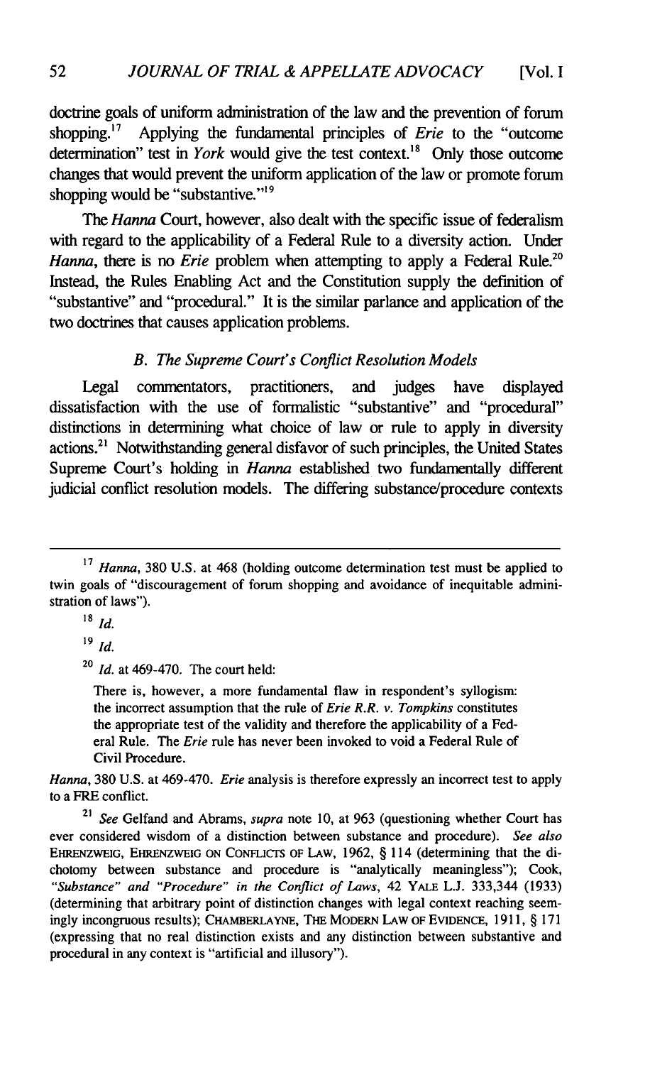doctrine goals of uniform administration of the law and the prevention of forum shopping.[17] Applying the fundamental principles of *Erie* to the "outcome determination" test in *York* would give the test context.[18] Only those outcome changes that would prevent the uniform application of the law or promote forum shopping would be "substantive."[19]

The *Hanna* Court, however, also dealt with the specific issue of federalism with regard to the applicability of a Federal Rule to a diversity action. Under *Hanna*, there is no *Erie* problem when attempting to apply a Federal Rule.[20] Instead, the Rules Enabling Act and the Constitution supply the definition of "substantive" and "procedural." It is the similar parlance and application of the two doctrines that causes application problems.

### *B. The Supreme Court's Conflict Resolution Models*

Legal commentators, practitioners, and judges have displayed dissatisfaction with the use of formalistic "substantive" and "procedural" distinctions in determining what choice of law or rule to apply in diversity actions.[21] Notwithstanding general disfavor of such principles, the United States Supreme Court's holding in *Hanna* established two fundamentally different judicial conflict resolution models. The differing substance/procedure contexts

---

[17] *Hanna*, 380 U.S. at 468 (holding outcome determination test must be applied to twin goals of "discouragement of forum shopping and avoidance of inequitable administration of laws").

[18] *Id.*

[19] *Id.*

[20] *Id.* at 469-470. The court held:

> There is, however, a more fundamental flaw in respondent's syllogism: the incorrect assumption that the rule of *Erie R.R. v. Tompkins* constitutes the appropriate test of the validity and therefore the applicability of a Federal Rule. The *Erie* rule has never been invoked to void a Federal Rule of Civil Procedure.

*Hanna*, 380 U.S. at 469-470. *Erie* analysis is therefore expressly an incorrect test to apply to a FRE conflict.

[21] *See* Gelfand and Abrams, *supra* note 10, at 963 (questioning whether Court has ever considered wisdom of a distinction between substance and procedure). *See also* EHRENZWEIG, EHRENZWEIG ON CONFLICTS OF LAW, 1962, § 114 (determining that the dichotomy between substance and procedure is "analytically meaningless"); Cook, *"Substance" and "Procedure" in the Conflict of Laws*, 42 YALE L.J. 333,344 (1933) (determining that arbitrary point of distinction changes with legal context reaching seemingly incongruous results); CHAMBERLAYNE, THE MODERN LAW OF EVIDENCE, 1911, § 171 (expressing that no real distinction exists and any distinction between substantive and procedural in any context is "artificial and illusory").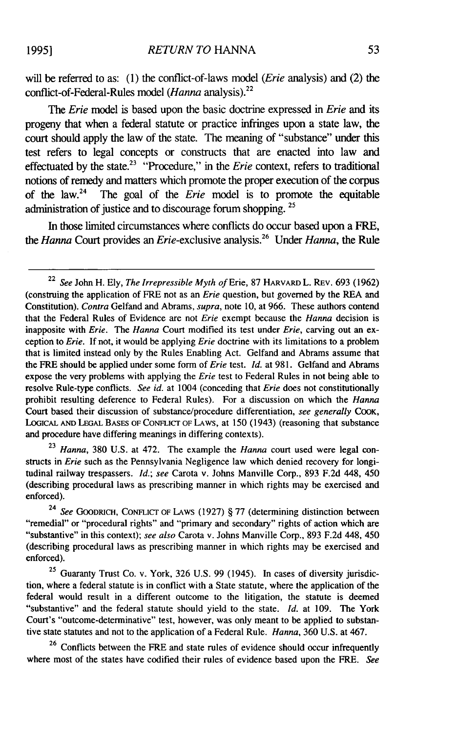will be referred to as: (1) the conflict-of-laws model (*Erie* analysis) and (2) the conflict-of-Federal-Rules model (*Hanna* analysis).[22]

The *Erie* model is based upon the basic doctrine expressed in *Erie* and its progeny that when a federal statute or practice infringes upon a state law, the court should apply the law of the state. The meaning of "substance" under this test refers to legal concepts or constructs that are enacted into law and effectuated by the state.[23] "Procedure," in the *Erie* context, refers to traditional notions of remedy and matters which promote the proper execution of the corpus of the law.[24] The goal of the *Erie* model is to promote the equitable administration of justice and to discourage forum shopping.[25]

In those limited circumstances where conflicts do occur based upon a FRE, the *Hanna* Court provides an *Erie*-exclusive analysis.[26] Under *Hanna*, the Rule

---

[22] *See* John H. Ely, *The Irrepressible Myth of* Erie, 87 HARVARD L. REV. 693 (1962) (construing the application of FRE not as an *Erie* question, but governed by the REA and Constitution). *Contra* Gelfand and Abrams, *supra*, note 10, at 966. These authors contend that the Federal Rules of Evidence are not *Erie* exempt because the *Hanna* decision is inapposite with *Erie*. The *Hanna* Court modified its test under *Erie*, carving out an exception to *Erie*. If not, it would be applying *Erie* doctrine with its limitations to a problem that is limited instead only by the Rules Enabling Act. Gelfand and Abrams assume that the FRE should be applied under some form of *Erie* test. *Id.* at 981. Gelfand and Abrams expose the very problems with applying the *Erie* test to Federal Rules in not being able to resolve Rule-type conflicts. *See id.* at 1004 (conceding that *Erie* does not constitutionally prohibit resulting deference to Federal Rules). For a discussion on which the *Hanna* Court based their discussion of substance/procedure differentiation, *see generally* COOK, LOGICAL AND LEGAL BASES OF CONFLICT OF LAWS, at 150 (1943) (reasoning that substance and procedure have differing meanings in differing contexts).

[23] *Hanna*, 380 U.S. at 472. The example the *Hanna* court used were legal constructs in *Erie* such as the Pennsylvania Negligence law which denied recovery for longitudinal railway trespassers. *Id.*; *see* Carota v. Johns Manville Corp., 893 F.2d 448, 450 (describing procedural laws as prescribing manner in which rights may be exercised and enforced).

[24] *See* GOODRICH, CONFLICT OF LAWS (1927) § 77 (determining distinction between "remedial" or "procedural rights" and "primary and secondary" rights of action which are "substantive" in this context); *see also* Carota v. Johns Manville Corp., 893 F.2d 448, 450 (describing procedural laws as prescribing manner in which rights may be exercised and enforced).

[25] Guaranty Trust Co. v. York, 326 U.S. 99 (1945). In cases of diversity jurisdiction, where a federal statute is in conflict with a State statute, where the application of the federal would result in a different outcome to the litigation, the statute is deemed "substantive" and the federal statute should yield to the state. *Id.* at 109. The York Court's "outcome-determinative" test, however, was only meant to be applied to substantive state statutes and not to the application of a Federal Rule. *Hanna*, 360 U.S. at 467.

[26] Conflicts between the FRE and state rules of evidence should occur infrequently where most of the states have codified their rules of evidence based upon the FRE. *See*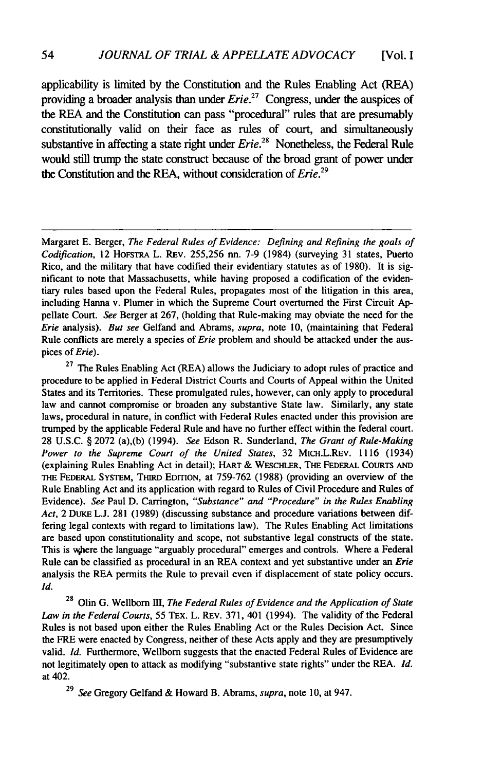applicability is limited by the Constitution and the Rules Enabling Act (REA) providing a broader analysis than under *Erie*.[27] Congress, under the auspices of the REA and the Constitution can pass "procedural" rules that are presumably constitutionally valid on their face as rules of court, and simultaneously substantive in affecting a state right under *Erie*.[28] Nonetheless, the Federal Rule would still trump the state construct because of the broad grant of power under the Constitution and the REA, without consideration of *Erie*.[29]

---

Margaret E. Berger, *The Federal Rules of Evidence: Defining and Refining the goals of Codification*, 12 HOFSTRA L. REV. 255,256 nn. 7-9 (1984) (surveying 31 states, Puerto Rico, and the military that have codified their evidentiary statutes as of 1980). It is significant to note that Massachusetts, while having proposed a codification of the evidentiary rules based upon the Federal Rules, propagates most of the litigation in this area, including Hanna v. Plumer in which the Supreme Court overturned the First Circuit Appellate Court. *See* Berger at 267, (holding that Rule-making may obviate the need for the *Erie* analysis). *But see* Gelfand and Abrams, *supra*, note 10, (maintaining that Federal Rule conflicts are merely a species of *Erie* problem and should be attacked under the auspices of *Erie*).

[27] The Rules Enabling Act (REA) allows the Judiciary to adopt rules of practice and procedure to be applied in Federal District Courts and Courts of Appeal within the United States and its Territories. These promulgated rules, however, can only apply to procedural law and cannot compromise or broaden any substantive State law. Similarly, any state laws, procedural in nature, in conflict with Federal Rules enacted under this provision are trumped by the applicable Federal Rule and have no further effect within the federal court. 28 U.S.C. § 2072 (a),(b) (1994). *See* Edson R. Sunderland, *The Grant of Rule-Making Power to the Supreme Court of the United States*, 32 MICH.L.REV. 1116 (1934) (explaining Rules Enabling Act in detail); HART & WESCHLER, THE FEDERAL COURTS AND THE FEDERAL SYSTEM, THIRD EDITION, at 759-762 (1988) (providing an overview of the Rule Enabling Act and its application with regard to Rules of Civil Procedure and Rules of Evidence). *See* Paul D. Carrington, *"Substance" and "Procedure" in the Rules Enabling Act*, 2 DUKE L.J. 281 (1989) (discussing substance and procedure variations between differing legal contexts with regard to limitations law). The Rules Enabling Act limitations are based upon constitutionality and scope, not substantive legal constructs of the state. This is where the language "arguably procedural" emerges and controls. Where a Federal Rule can be classified as procedural in an REA context and yet substantive under an *Erie* analysis the REA permits the Rule to prevail even if displacement of state policy occurs. *Id.*

[28] Olin G. Wellborn III, *The Federal Rules of Evidence and the Application of State Law in the Federal Courts*, 55 TEX. L. REV. 371, 401 (1994). The validity of the Federal Rules is not based upon either the Rules Enabling Act or the Rules Decision Act. Since the FRE were enacted by Congress, neither of these Acts apply and they are presumptively valid. *Id.* Furthermore, Wellborn suggests that the enacted Federal Rules of Evidence are not legitimately open to attack as modifying "substantive state rights" under the REA. *Id.* at 402.

[29] *See* Gregory Gelfand & Howard B. Abrams, *supra*, note 10, at 947.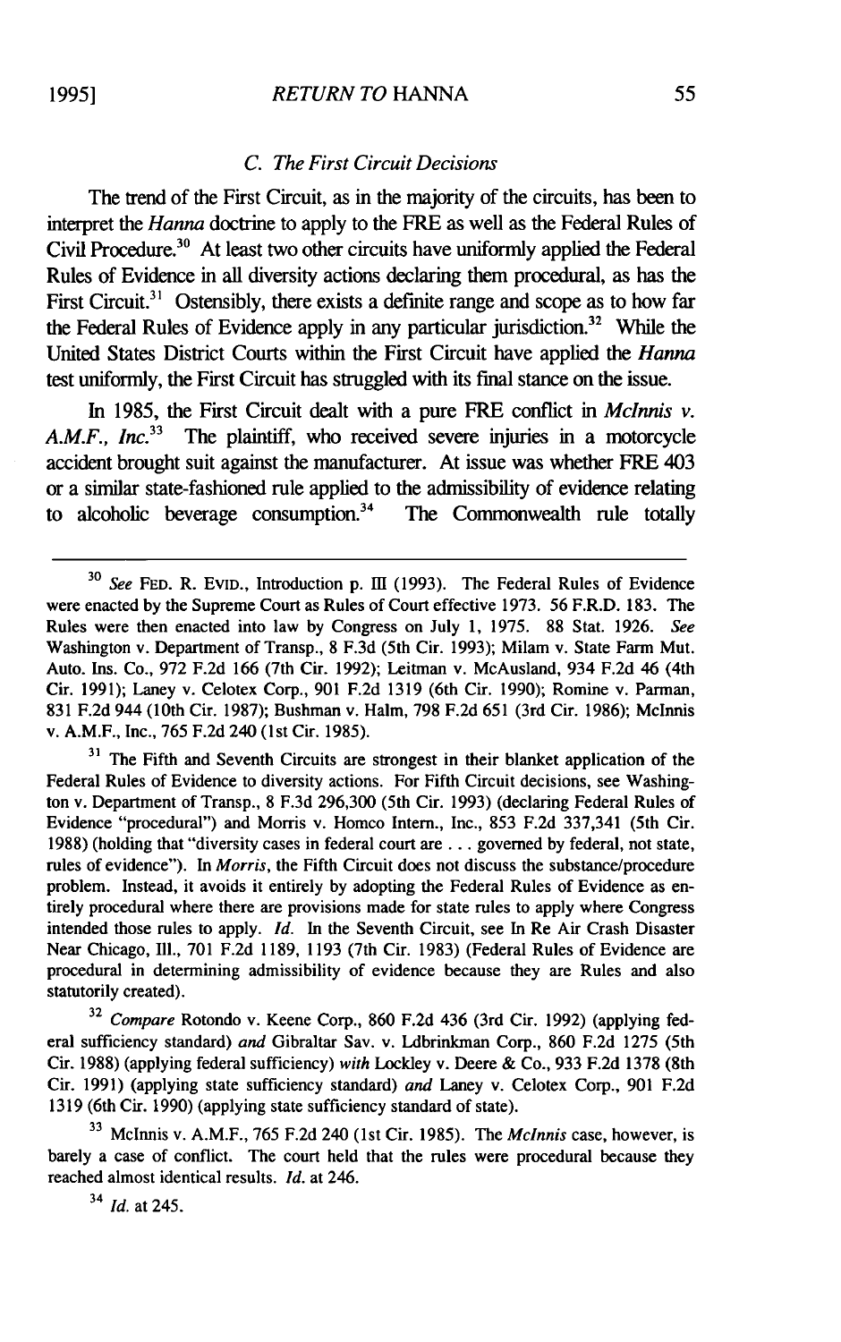### C. The First Circuit Decisions

The trend of the First Circuit, as in the majority of the circuits, has been to interpret the *Hanna* doctrine to apply to the FRE as well as the Federal Rules of Civil Procedure.[30] At least two other circuits have uniformly applied the Federal Rules of Evidence in all diversity actions declaring them procedural, as has the First Circuit.[31] Ostensibly, there exists a definite range and scope as to how far the Federal Rules of Evidence apply in any particular jurisdiction.[32] While the United States District Courts within the First Circuit have applied the *Hanna* test uniformly, the First Circuit has struggled with its final stance on the issue.

In 1985, the First Circuit dealt with a pure FRE conflict in *McInnis v. A.M.F., Inc.*[33] The plaintiff, who received severe injuries in a motorcycle accident brought suit against the manufacturer. At issue was whether FRE 403 or a similar state-fashioned rule applied to the admissibility of evidence relating to alcoholic beverage consumption.[34] The Commonwealth rule totally

---

[30] *See* FED. R. EVID., Introduction p. III (1993). The Federal Rules of Evidence were enacted by the Supreme Court as Rules of Court effective 1973. 56 F.R.D. 183. The Rules were then enacted into law by Congress on July 1, 1975. 88 Stat. 1926. *See* Washington v. Department of Transp., 8 F.3d (5th Cir. 1993); Milam v. State Farm Mut. Auto. Ins. Co., 972 F.2d 166 (7th Cir. 1992); Leitman v. McAusland, 934 F.2d 46 (4th Cir. 1991); Laney v. Celotex Corp., 901 F.2d 1319 (6th Cir. 1990); Romine v. Parman, 831 F.2d 944 (10th Cir. 1987); Bushman v. Halm, 798 F.2d 651 (3rd Cir. 1986); McInnis v. A.M.F., Inc., 765 F.2d 240 (1st Cir. 1985).

[31] The Fifth and Seventh Circuits are strongest in their blanket application of the Federal Rules of Evidence to diversity actions. For Fifth Circuit decisions, see Washington v. Department of Transp., 8 F.3d 296,300 (5th Cir. 1993) (declaring Federal Rules of Evidence "procedural") and Morris v. Homco Intern., Inc., 853 F.2d 337,341 (5th Cir. 1988) (holding that "diversity cases in federal court are . . . governed by federal, not state, rules of evidence"). In *Morris*, the Fifth Circuit does not discuss the substance/procedure problem. Instead, it avoids it entirely by adopting the Federal Rules of Evidence as entirely procedural where there are provisions made for state rules to apply where Congress intended those rules to apply. *Id.* In the Seventh Circuit, see In Re Air Crash Disaster Near Chicago, Ill., 701 F.2d 1189, 1193 (7th Cir. 1983) (Federal Rules of Evidence are procedural in determining admissibility of evidence because they are Rules and also statutorily created).

[32] *Compare* Rotondo v. Keene Corp., 860 F.2d 436 (3rd Cir. 1992) (applying federal sufficiency standard) *and* Gibraltar Sav. v. Ldbrinkman Corp., 860 F.2d 1275 (5th Cir. 1988) (applying federal sufficiency) *with* Lockley v. Deere & Co., 933 F.2d 1378 (8th Cir. 1991) (applying state sufficiency standard) *and* Laney v. Celotex Corp., 901 F.2d 1319 (6th Cir. 1990) (applying state sufficiency standard of state).

[33] McInnis v. A.M.F., Inc., 765 F.2d 240 (1st Cir. 1985). The *McInnis* case, however, is barely a case of conflict. The court held that the rules were procedural because they reached almost identical results. *Id.* at 246.

[34] *Id.* at 245.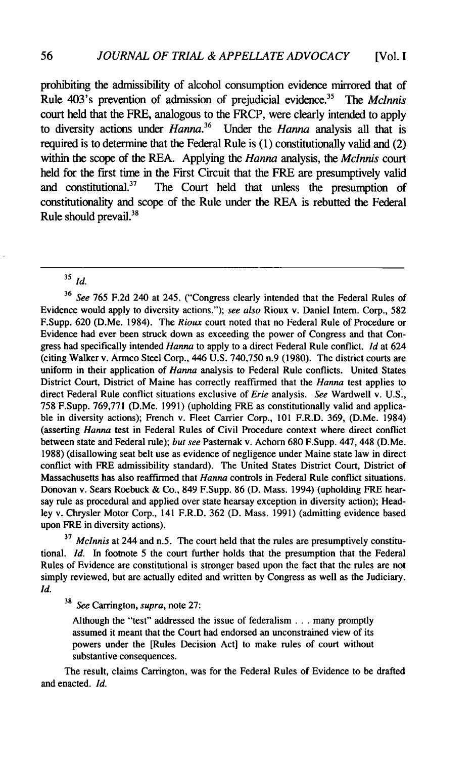prohibiting the admissibility of alcohol consumption evidence mirrored that of Rule 403's prevention of admission of prejudicial evidence.[35] The *McInnis* court held that the FRE, analogous to the FRCP, were clearly intended to apply to diversity actions under *Hanna*.[36] Under the *Hanna* analysis all that is required is to determine that the Federal Rule is (1) constitutionally valid and (2) within the scope of the REA. Applying the *Hanna* analysis, the *McInnis* court held for the first time in the First Circuit that the FRE are presumptively valid and constitutional.[37] The Court held that unless the presumption of constitutionality and scope of the Rule under the REA is rebutted the Federal Rule should prevail.[38]

---

[35] *Id.*

[36] *See* 765 F.2d 240 at 245. ("Congress clearly intended that the Federal Rules of Evidence would apply to diversity actions."); *see also* Rioux v. Daniel Intern. Corp., 582 F.Supp. 620 (D.Me. 1984). The *Rioux* court noted that no Federal Rule of Procedure or Evidence had ever been struck down as exceeding the power of Congress and that Congress had specifically intended *Hanna* to apply to a direct Federal Rule conflict. *Id* at 624 (citing Walker v. Armco Steel Corp., 446 U.S. 740,750 n.9 (1980). The district courts are uniform in their application of *Hanna* analysis to Federal Rule conflicts. United States District Court, District of Maine has correctly reaffirmed that the *Hanna* test applies to direct Federal Rule conflict situations exclusive of *Erie* analysis. *See* Wardwell v. U.S., 758 F.Supp. 769,771 (D.Me. 1991) (upholding FRE as constitutionally valid and applicable in diversity actions); French v. Fleet Carrier Corp., 101 F.R.D. 369, (D.Me. 1984) (asserting *Hanna* test in Federal Rules of Civil Procedure context where direct conflict between state and Federal rule); *but see* Pasternak v. Achorn 680 F.Supp. 447, 448 (D.Me. 1988) (disallowing seat belt use as evidence of negligence under Maine state law in direct conflict with FRE admissibility standard). The United States District Court, District of Massachusetts has also reaffirmed that *Hanna* controls in Federal Rule conflict situations. Donovan v. Sears Roebuck & Co., 849 F.Supp. 86 (D. Mass. 1994) (upholding FRE hearsay rule as procedural and applied over state hearsay exception in diversity action); Headley v. Chrysler Motor Corp., 141 F.R.D. 362 (D. Mass. 1991) (admitting evidence based upon FRE in diversity actions).

[37] *McInnis* at 244 and n.5. The court held that the rules are presumptively constitutional. *Id.* In footnote 5 the court further holds that the presumption that the Federal Rules of Evidence are constitutional is stronger based upon the fact that the rules are not simply reviewed, but are actually edited and written by Congress as well as the Judiciary. *Id.*

[38] *See* Carrington, *supra*, note 27:

> Although the "test" addressed the issue of federalism . . . many promptly assumed it meant that the Court had endorsed an unconstrained view of its powers under the [Rules Decision Act] to make rules of court without substantive consequences.

The result, claims Carrington, was for the Federal Rules of Evidence to be drafted and enacted. *Id.*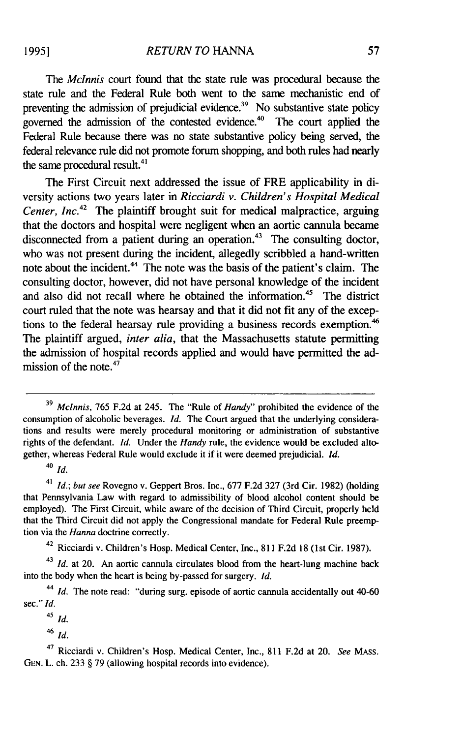The *McInnis* court found that the state rule was procedural because the state rule and the Federal Rule both went to the same mechanistic end of preventing the admission of prejudicial evidence.[39] No substantive state policy governed the admission of the contested evidence.[40] The court applied the Federal Rule because there was no state substantive policy being served, the federal relevance rule did not promote forum shopping, and both rules had nearly the same procedural result.[41]

The First Circuit next addressed the issue of FRE applicability in diversity actions two years later in *Ricciardi v. Children's Hospital Medical Center, Inc.*[42] The plaintiff brought suit for medical malpractice, arguing that the doctors and hospital were negligent when an aortic cannula became disconnected from a patient during an operation.[43] The consulting doctor, who was not present during the incident, allegedly scribbled a hand-written note about the incident.[44] The note was the basis of the patient's claim. The consulting doctor, however, did not have personal knowledge of the incident and also did not recall where he obtained the information.[45] The district court ruled that the note was hearsay and that it did not fit any of the exceptions to the federal hearsay rule providing a business records exemption.[46] The plaintiff argued, *inter alia*, that the Massachusetts statute permitting the admission of hospital records applied and would have permitted the admission of the note.[47]

---

[39] *McInnis*, 765 F.2d at 245. The "Rule of *Handy*" prohibited the evidence of the consumption of alcoholic beverages. *Id.* The Court argued that the underlying considerations and results were merely procedural monitoring or administration of substantive rights of the defendant. *Id.* Under the *Handy* rule, the evidence would be excluded altogether, whereas Federal Rule would exclude it if it were deemed prejudicial. *Id.*

[40] *Id.*

[41] *Id.*; *but see* Rovegno v. Geppert Bros. Inc., 677 F.2d 327 (3rd Cir. 1982) (holding that Pennsylvania Law with regard to admissibility of blood alcohol content should be employed). The First Circuit, while aware of the decision of Third Circuit, properly held that the Third Circuit did not apply the Congressional mandate for Federal Rule preemption via the *Hanna* doctrine correctly.

[42] Ricciardi v. Children's Hosp. Medical Center, Inc., 811 F.2d 18 (1st Cir. 1987).

[43] *Id.* at 20. An aortic cannula circulates blood from the heart-lung machine back into the body when the heart is being by-passed for surgery. *Id.*

[44] *Id.* The note read: "during surg. episode of aortic cannula accidentally out 40-60 sec." *Id.*

[45] *Id.*

[46] *Id.*

[47] Ricciardi v. Children's Hosp. Medical Center, Inc., 811 F.2d at 20. *See* MASS. GEN. L. ch. 233 § 79 (allowing hospital records into evidence).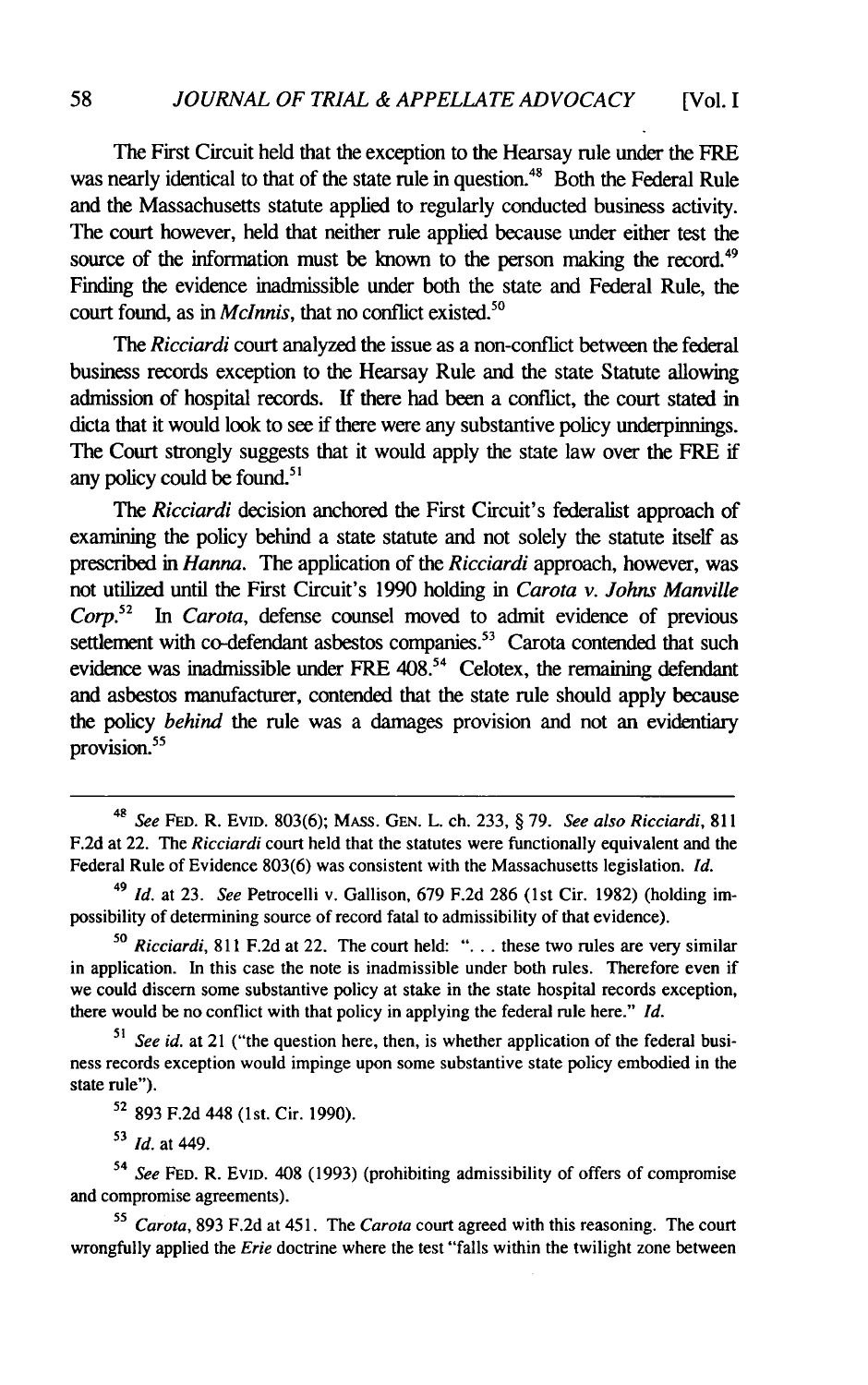The First Circuit held that the exception to the Hearsay rule under the FRE was nearly identical to that of the state rule in question.[48] Both the Federal Rule and the Massachusetts statute applied to regularly conducted business activity. The court however, held that neither rule applied because under either test the source of the information must be known to the person making the record.[49] Finding the evidence inadmissible under both the state and Federal Rule, the court found, as in *McInnis*, that no conflict existed.[50]

The *Ricciardi* court analyzed the issue as a non-conflict between the federal business records exception to the Hearsay Rule and the state Statute allowing admission of hospital records. If there had been a conflict, the court stated in dicta that it would look to see if there were any substantive policy underpinnings. The Court strongly suggests that it would apply the state law over the FRE if any policy could be found.[51]

The *Ricciardi* decision anchored the First Circuit's federalist approach of examining the policy behind a state statute and not solely the statute itself as prescribed in *Hanna*. The application of the *Ricciardi* approach, however, was not utilized until the First Circuit's 1990 holding in *Carota v. Johns Manville Corp.*[52] In *Carota*, defense counsel moved to admit evidence of previous settlement with co-defendant asbestos companies.[53] Carota contended that such evidence was inadmissible under FRE 408.[54] Celotex, the remaining defendant and asbestos manufacturer, contended that the state rule should apply because the policy *behind* the rule was a damages provision and not an evidentiary provision.[55]

---

[48] *See* FED. R. EVID. 803(6); MASS. GEN. L. ch. 233, § 79. *See also Ricciardi*, 811 F.2d at 22. The *Ricciardi* court held that the statutes were functionally equivalent and the Federal Rule of Evidence 803(6) was consistent with the Massachusetts legislation. *Id.*

[49] *Id.* at 23. *See* Petrocelli v. Gallison, 679 F.2d 286 (1st Cir. 1982) (holding impossibility of determining source of record fatal to admissibility of that evidence).

[50] *Ricciardi*, 811 F.2d at 22. The court held: ". . . these two rules are very similar in application. In this case the note is inadmissible under both rules. Therefore even if we could discern some substantive policy at stake in the state hospital records exception, there would be no conflict with that policy in applying the federal rule here." *Id.*

[51] *See id.* at 21 ("the question here, then, is whether application of the federal business records exception would impinge upon some substantive state policy embodied in the state rule").

[52] 893 F.2d 448 (1st. Cir. 1990).

[53] *Id.* at 449.

[54] *See* FED. R. EVID. 408 (1993) (prohibiting admissibility of offers of compromise and compromise agreements).

[55] *Carota*, 893 F.2d at 451. The *Carota* court agreed with this reasoning. The court wrongfully applied the *Erie* doctrine where the test "falls within the twilight zone between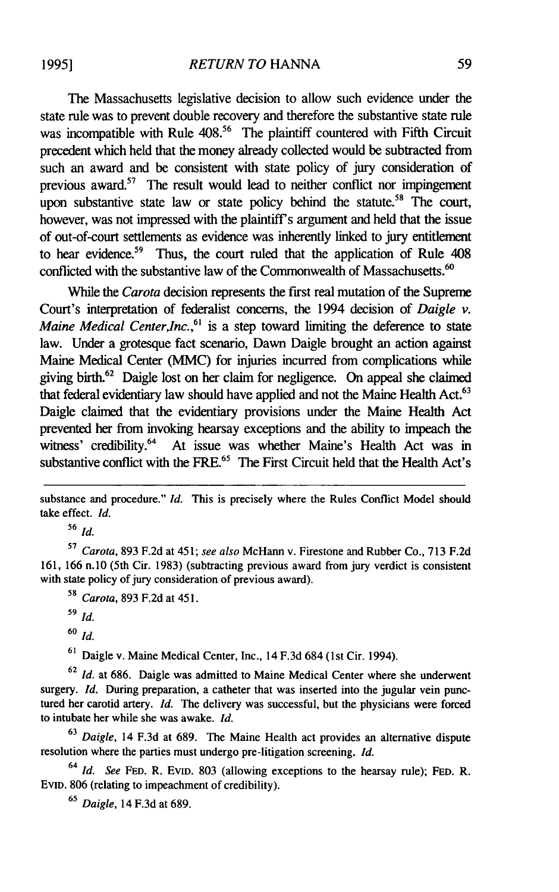The Massachusetts legislative decision to allow such evidence under the state rule was to prevent double recovery and therefore the substantive state rule was incompatible with Rule 408.[56] The plaintiff countered with Fifth Circuit precedent which held that the money already collected would be subtracted from such an award and be consistent with state policy of jury consideration of previous award.[57] The result would lead to neither conflict nor impingement upon substantive state law or state policy behind the statute.[58] The court, however, was not impressed with the plaintiff's argument and held that the issue of out-of-court settlements as evidence was inherently linked to jury entitlement to hear evidence.[59] Thus, the court ruled that the application of Rule 408 conflicted with the substantive law of the Commonwealth of Massachusetts.[60]

While the *Carota* decision represents the first real mutation of the Supreme Court's interpretation of federalist concerns, the 1994 decision of *Daigle v. Maine Medical Center,Inc.*,[61] is a step toward limiting the deference to state law. Under a grotesque fact scenario, Dawn Daigle brought an action against Maine Medical Center (MMC) for injuries incurred from complications while giving birth.[62] Daigle lost on her claim for negligence. On appeal she claimed that federal evidentiary law should have applied and not the Maine Health Act.[63] Daigle claimed that the evidentiary provisions under the Maine Health Act prevented her from invoking hearsay exceptions and the ability to impeach the witness' credibility.[64] At issue was whether Maine's Health Act was in substantive conflict with the FRE.[65] The First Circuit held that the Health Act's

---

substance and procedure." *Id.* This is precisely where the Rules Conflict Model should take effect. *Id.*

[56] *Id.*

[57] *Carota*, 893 F.2d at 451; *see also* McHann v. Firestone and Rubber Co., 713 F.2d 161, 166 n.10 (5th Cir. 1983) (subtracting previous award from jury verdict is consistent with state policy of jury consideration of previous award).

[58] *Carota*, 893 F.2d at 451.

[59] *Id.*

[60] *Id.*

[61] Daigle v. Maine Medical Center, Inc., 14 F.3d 684 (1st Cir. 1994).

[62] *Id.* at 686. Daigle was admitted to Maine Medical Center where she underwent surgery. *Id.* During preparation, a catheter that was inserted into the jugular vein punctured her carotid artery. *Id.* The delivery was successful, but the physicians were forced to intubate her while she was awake. *Id.*

[63] *Daigle*, 14 F.3d at 689. The Maine Health act provides an alternative dispute resolution where the parties must undergo pre-litigation screening. *Id.*

[64] *Id.* *See* FED. R. EVID. 803 (allowing exceptions to the hearsay rule); FED. R. EVID. 806 (relating to impeachment of credibility).

[65] *Daigle*, 14 F.3d at 689.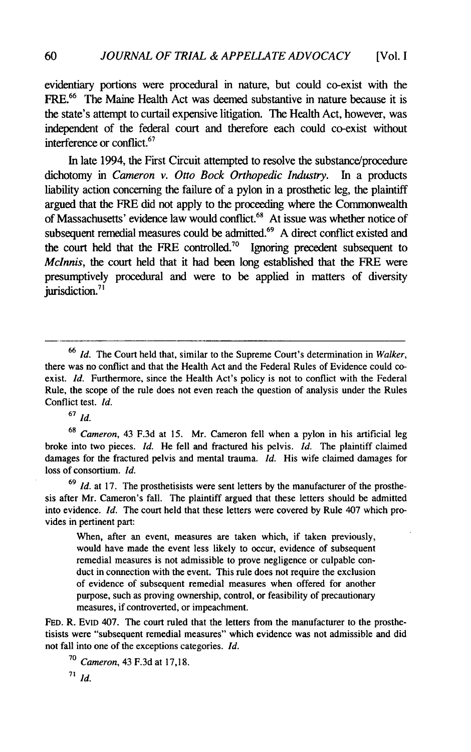evidentiary portions were procedural in nature, but could co-exist with the FRE.[66] The Maine Health Act was deemed substantive in nature because it is the state's attempt to curtail expensive litigation. The Health Act, however, was independent of the federal court and therefore each could co-exist without interference or conflict.[67]

In late 1994, the First Circuit attempted to resolve the substance/procedure dichotomy in *Cameron v. Otto Bock Orthopedic Industry*. In a products liability action concerning the failure of a pylon in a prosthetic leg, the plaintiff argued that the FRE did not apply to the proceeding where the Commonwealth of Massachusetts' evidence law would conflict.[68] At issue was whether notice of subsequent remedial measures could be admitted.[69] A direct conflict existed and the court held that the FRE controlled.[70] Ignoring precedent subsequent to *McInnis*, the court held that it had been long established that the FRE were presumptively procedural and were to be applied in matters of diversity jurisdiction.[71]

---

[66] *Id.* The Court held that, similar to the Supreme Court's determination in *Walker*, there was no conflict and that the Health Act and the Federal Rules of Evidence could co-exist. *Id.* Furthermore, since the Health Act's policy is not to conflict with the Federal Rule, the scope of the rule does not even reach the question of analysis under the Rules Conflict test. *Id.*

[67] *Id.*

[68] *Cameron*, 43 F.3d at 15. Mr. Cameron fell when a pylon in his artificial leg broke into two pieces. *Id.* He fell and fractured his pelvis. *Id.* The plaintiff claimed damages for the fractured pelvis and mental trauma. *Id.* His wife claimed damages for loss of consortium. *Id.*

[69] *Id.* at 17. The prosthetisists were sent letters by the manufacturer of the prosthesis after Mr. Cameron's fall. The plaintiff argued that these letters should be admitted into evidence. *Id.* The court held that these letters were covered by Rule 407 which provides in pertinent part:

> When, after an event, measures are taken which, if taken previously, would have made the event less likely to occur, evidence of subsequent remedial measures is not admissible to prove negligence or culpable conduct in connection with the event. This rule does not require the exclusion of evidence of subsequent remedial measures when offered for another purpose, such as proving ownership, control, or feasibility of precautionary measures, if controverted, or impeachment.

FED. R. EVID 407. The court ruled that the letters from the manufacturer to the prosthetisists were "subsequent remedial measures" which evidence was not admissible and did not fall into one of the exceptions categories. *Id.*

[70] *Cameron*, 43 F.3d at 17,18.

[71] *Id.*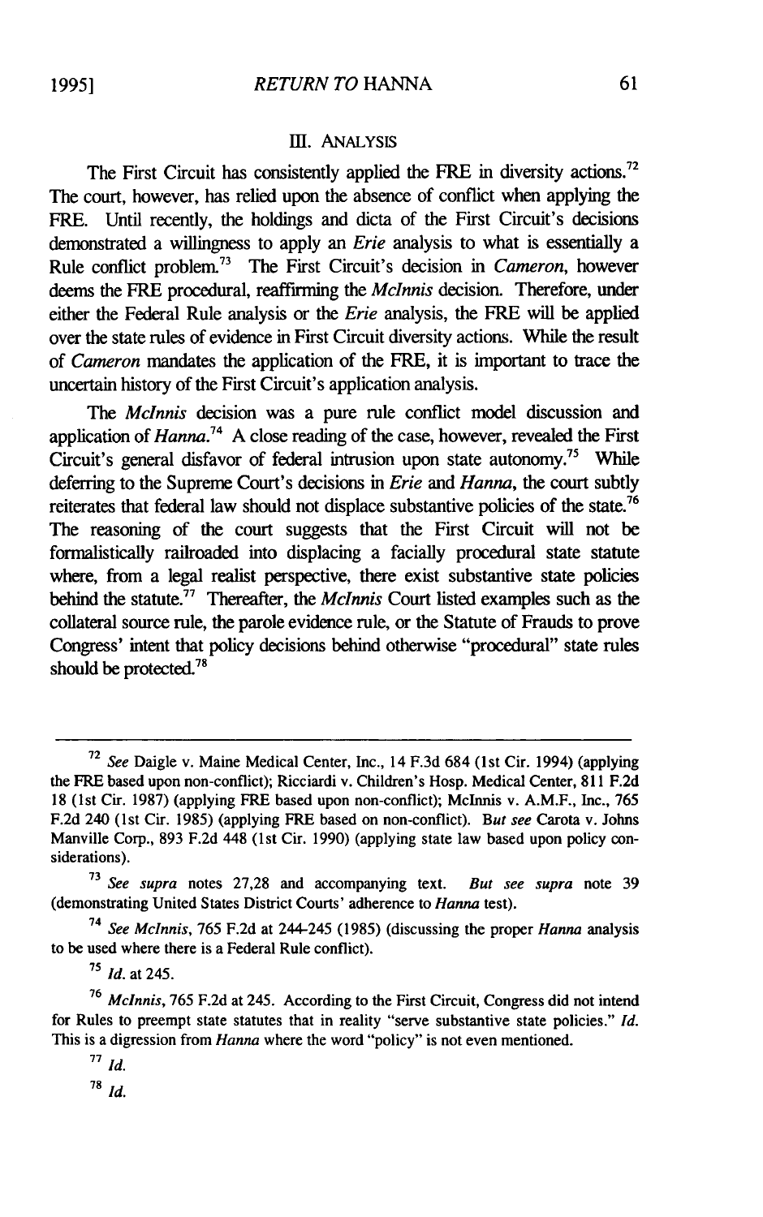## III. ANALYSIS

The First Circuit has consistently applied the FRE in diversity actions.[72] The court, however, has relied upon the absence of conflict when applying the FRE. Until recently, the holdings and dicta of the First Circuit's decisions demonstrated a willingness to apply an *Erie* analysis to what is essentially a Rule conflict problem.[73] The First Circuit's decision in *Cameron*, however deems the FRE procedural, reaffirming the *McInnis* decision. Therefore, under either the Federal Rule analysis or the *Erie* analysis, the FRE will be applied over the state rules of evidence in First Circuit diversity actions. While the result of *Cameron* mandates the application of the FRE, it is important to trace the uncertain history of the First Circuit's application analysis.

The *McInnis* decision was a pure rule conflict model discussion and application of *Hanna*.[74] A close reading of the case, however, revealed the First Circuit's general disfavor of federal intrusion upon state autonomy.[75] While deferring to the Supreme Court's decisions in *Erie* and *Hanna*, the court subtly reiterates that federal law should not displace substantive policies of the state.[76] The reasoning of the court suggests that the First Circuit will not be formalistically railroaded into displacing a facially procedural state statute where, from a legal realist perspective, there exist substantive state policies behind the statute.[77] Thereafter, the *McInnis* Court listed examples such as the collateral source rule, the parole evidence rule, or the Statute of Frauds to prove Congress' intent that policy decisions behind otherwise "procedural" state rules should be protected.[78]

---

[72] *See* Daigle v. Maine Medical Center, Inc., 14 F.3d 684 (1st Cir. 1994) (applying the FRE based upon non-conflict); Ricciardi v. Children's Hosp. Medical Center, 811 F.2d 18 (1st Cir. 1987) (applying FRE based upon non-conflict); McInnis v. A.M.F., Inc., 765 F.2d 240 (1st Cir. 1985) (applying FRE based on non-conflict). *But see* Carota v. Johns Manville Corp., 893 F.2d 448 (1st Cir. 1990) (applying state law based upon policy considerations).

[73] *See supra* notes 27,28 and accompanying text. *But see supra* note 39 (demonstrating United States District Courts' adherence to *Hanna* test).

[74] *See McInnis*, 765 F.2d at 244-245 (1985) (discussing the proper *Hanna* analysis to be used where there is a Federal Rule conflict).

[75] *Id.* at 245.

[76] *McInnis*, 765 F.2d at 245. According to the First Circuit, Congress did not intend for Rules to preempt state statutes that in reality "serve substantive state policies." *Id.* This is a digression from *Hanna* where the word "policy" is not even mentioned.

[77] *Id.*

[78] *Id.*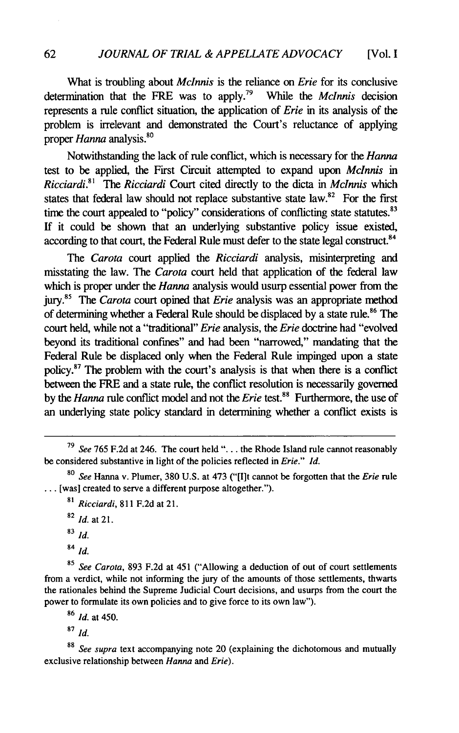What is troubling about *McInnis* is the reliance on *Erie* for its conclusive determination that the FRE was to apply.[79] While the *McInnis* decision represents a rule conflict situation, the application of *Erie* in its analysis of the problem is irrelevant and demonstrated the Court's reluctance of applying proper *Hanna* analysis.[80]

Notwithstanding the lack of rule conflict, which is necessary for the *Hanna* test to be applied, the First Circuit attempted to expand upon *McInnis* in *Ricciardi*.[81] The *Ricciardi* Court cited directly to the dicta in *McInnis* which states that federal law should not replace substantive state law.[82] For the first time the court appealed to "policy" considerations of conflicting state statutes.[83] If it could be shown that an underlying substantive policy issue existed, according to that court, the Federal Rule must defer to the state legal construct.[84]

The *Carota* court applied the *Ricciardi* analysis, misinterpreting and misstating the law. The *Carota* court held that application of the federal law which is proper under the *Hanna* analysis would usurp essential power from the jury.[85] The *Carota* court opined that *Erie* analysis was an appropriate method of determining whether a Federal Rule should be displaced by a state rule.[86] The court held, while not a "traditional" *Erie* analysis, the *Erie* doctrine had "evolved beyond its traditional confines" and had been "narrowed," mandating that the Federal Rule be displaced only when the Federal Rule impinged upon a state policy.[87] The problem with the court's analysis is that when there is a conflict between the FRE and a state rule, the conflict resolution is necessarily governed by the *Hanna* rule conflict model and not the *Erie* test.[88] Furthermore, the use of an underlying state policy standard in determining whether a conflict exists is

---

[79] *See* 765 F.2d at 246. The court held "... the Rhode Island rule cannot reasonably be considered substantive in light of the policies reflected in *Erie*." *Id.*

[80] *See* Hanna v. Plumer, 380 U.S. at 473 ("[I]t cannot be forgotten that the *Erie* rule ... [was] created to serve a different purpose altogether.").

[81] *Ricciardi*, 811 F.2d at 21.

[82] *Id.* at 21.

[83] *Id.*

[84] *Id.*

[85] *See Carota*, 893 F.2d at 451 ("Allowing a deduction of out of court settlements from a verdict, while not informing the jury of the amounts of those settlements, thwarts the rationales behind the Supreme Judicial Court decisions, and usurps from the court the power to formulate its own policies and to give force to its own law").

[86] *Id.* at 450.

[87] *Id.*

[88] *See supra* text accompanying note 20 (explaining the dichotomous and mutually exclusive relationship between *Hanna* and *Erie*).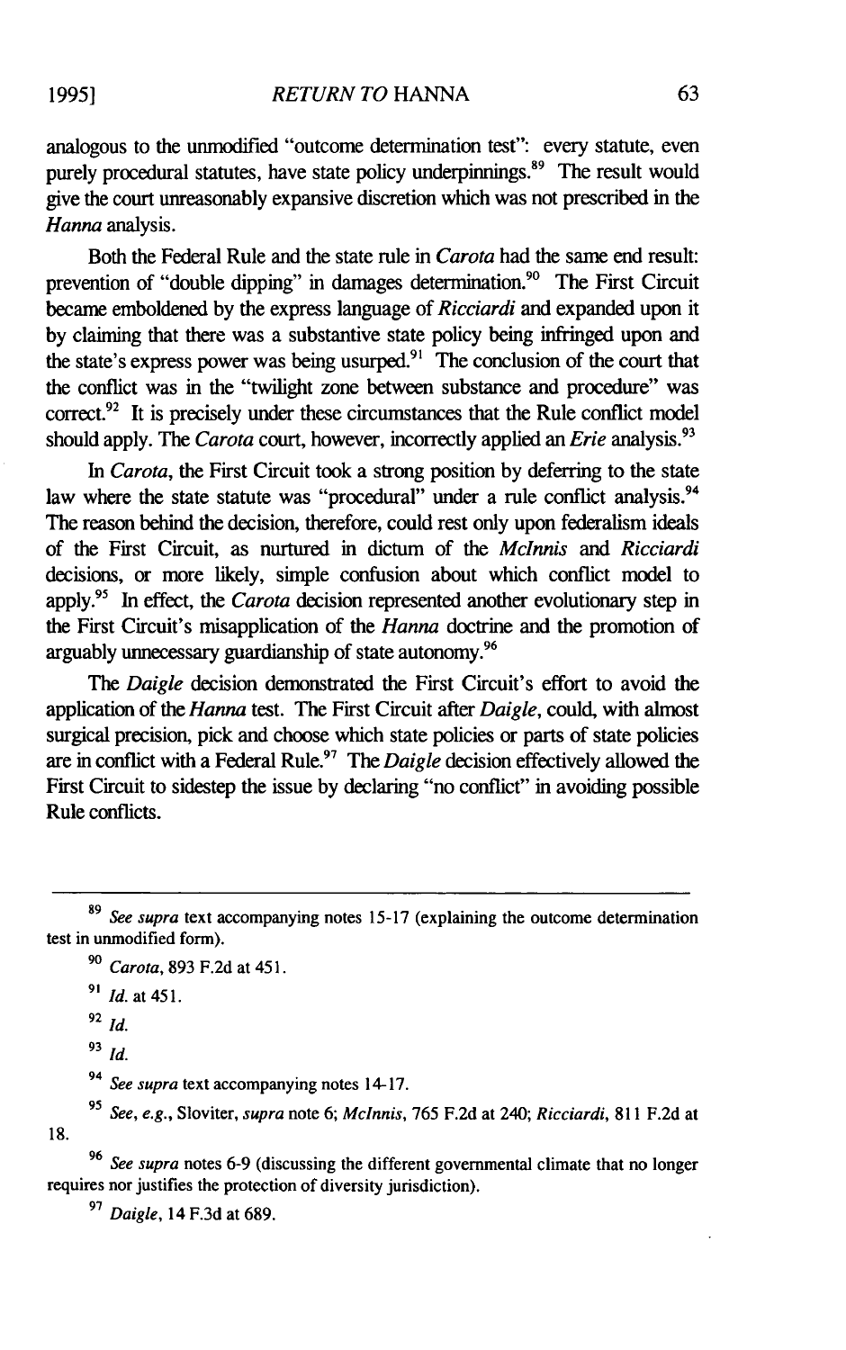analogous to the unmodified "outcome determination test": every statute, even purely procedural statutes, have state policy underpinnings.[89] The result would give the court unreasonably expansive discretion which was not prescribed in the *Hanna* analysis.

Both the Federal Rule and the state rule in *Carota* had the same end result: prevention of "double dipping" in damages determination.[90] The First Circuit became emboldened by the express language of *Ricciardi* and expanded upon it by claiming that there was a substantive state policy being infringed upon and the state's express power was being usurped.[91] The conclusion of the court that the conflict was in the "twilight zone between substance and procedure" was correct.[92] It is precisely under these circumstances that the Rule conflict model should apply. The *Carota* court, however, incorrectly applied an *Erie* analysis.[93]

In *Carota*, the First Circuit took a strong position by deferring to the state law where the state statute was "procedural" under a rule conflict analysis.[94] The reason behind the decision, therefore, could rest only upon federalism ideals of the First Circuit, as nurtured in dictum of the *McInnis* and *Ricciardi* decisions, or more likely, simple confusion about which conflict model to apply.[95] In effect, the *Carota* decision represented another evolutionary step in the First Circuit's misapplication of the *Hanna* doctrine and the promotion of arguably unnecessary guardianship of state autonomy.[96]

The *Daigle* decision demonstrated the First Circuit's effort to avoid the application of the *Hanna* test. The First Circuit after *Daigle*, could, with almost surgical precision, pick and choose which state policies or parts of state policies are in conflict with a Federal Rule.[97] The *Daigle* decision effectively allowed the First Circuit to sidestep the issue by declaring "no conflict" in avoiding possible Rule conflicts.

---

[89] *See supra* text accompanying notes 15-17 (explaining the outcome determination test in unmodified form).

[90] *Carota*, 893 F.2d at 451.

[91] *Id.* at 451.

[92] *Id.*

[93] *Id.*

[94] *See supra* text accompanying notes 14-17.

[95] *See, e.g.*, Sloviter, *supra* note 6; *McInnis*, 765 F.2d at 240; *Ricciardi*, 811 F.2d at 18.

[96] *See supra* notes 6-9 (discussing the different governmental climate that no longer requires nor justifies the protection of diversity jurisdiction).

[97] *Daigle*, 14 F.3d at 689.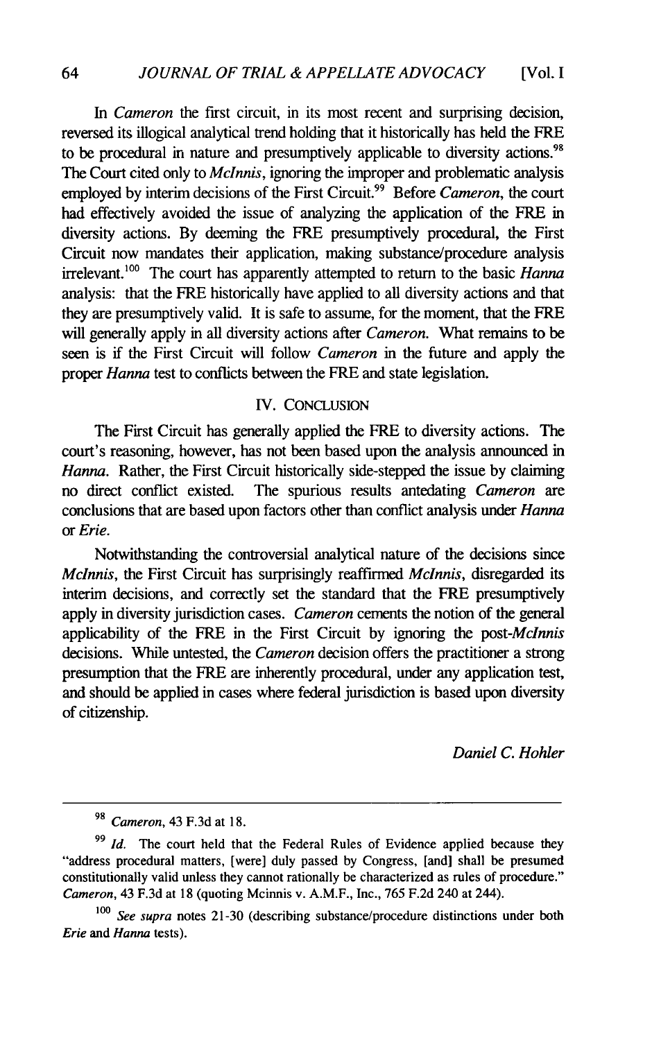In *Cameron* the first circuit, in its most recent and surprising decision, reversed its illogical analytical trend holding that it historically has held the FRE to be procedural in nature and presumptively applicable to diversity actions.[98] The Court cited only to *McInnis*, ignoring the improper and problematic analysis employed by interim decisions of the First Circuit.[99] Before *Cameron*, the court had effectively avoided the issue of analyzing the application of the FRE in diversity actions. By deeming the FRE presumptively procedural, the First Circuit now mandates their application, making substance/procedure analysis irrelevant.[100] The court has apparently attempted to return to the basic *Hanna* analysis: that the FRE historically have applied to all diversity actions and that they are presumptively valid. It is safe to assume, for the moment, that the FRE will generally apply in all diversity actions after *Cameron*. What remains to be seen is if the First Circuit will follow *Cameron* in the future and apply the proper *Hanna* test to conflicts between the FRE and state legislation.

## IV. CONCLUSION

The First Circuit has generally applied the FRE to diversity actions. The court's reasoning, however, has not been based upon the analysis announced in *Hanna*. Rather, the First Circuit historically side-stepped the issue by claiming no direct conflict existed. The spurious results antedating *Cameron* are conclusions that are based upon factors other than conflict analysis under *Hanna* or *Erie*.

Notwithstanding the controversial analytical nature of the decisions since *McInnis*, the First Circuit has surprisingly reaffirmed *McInnis*, disregarded its interim decisions, and correctly set the standard that the FRE presumptively apply in diversity jurisdiction cases. *Cameron* cements the notion of the general applicability of the FRE in the First Circuit by ignoring the post-*McInnis* decisions. While untested, the *Cameron* decision offers the practitioner a strong presumption that the FRE are inherently procedural, under any application test, and should be applied in cases where federal jurisdiction is based upon diversity of citizenship.

*Daniel C. Hohler*

---

[98] *Cameron*, 43 F.3d at 18.

[99] *Id.* The court held that the Federal Rules of Evidence applied because they "address procedural matters, [were] duly passed by Congress, [and] shall be presumed constitutionally valid unless they cannot rationally be characterized as rules of procedure." *Cameron*, 43 F.3d at 18 (quoting Mcinnis v. A.M.F., Inc., 765 F.2d 240 at 244).

[100] *See supra* notes 21-30 (describing substance/procedure distinctions under both *Erie* and *Hanna* tests).